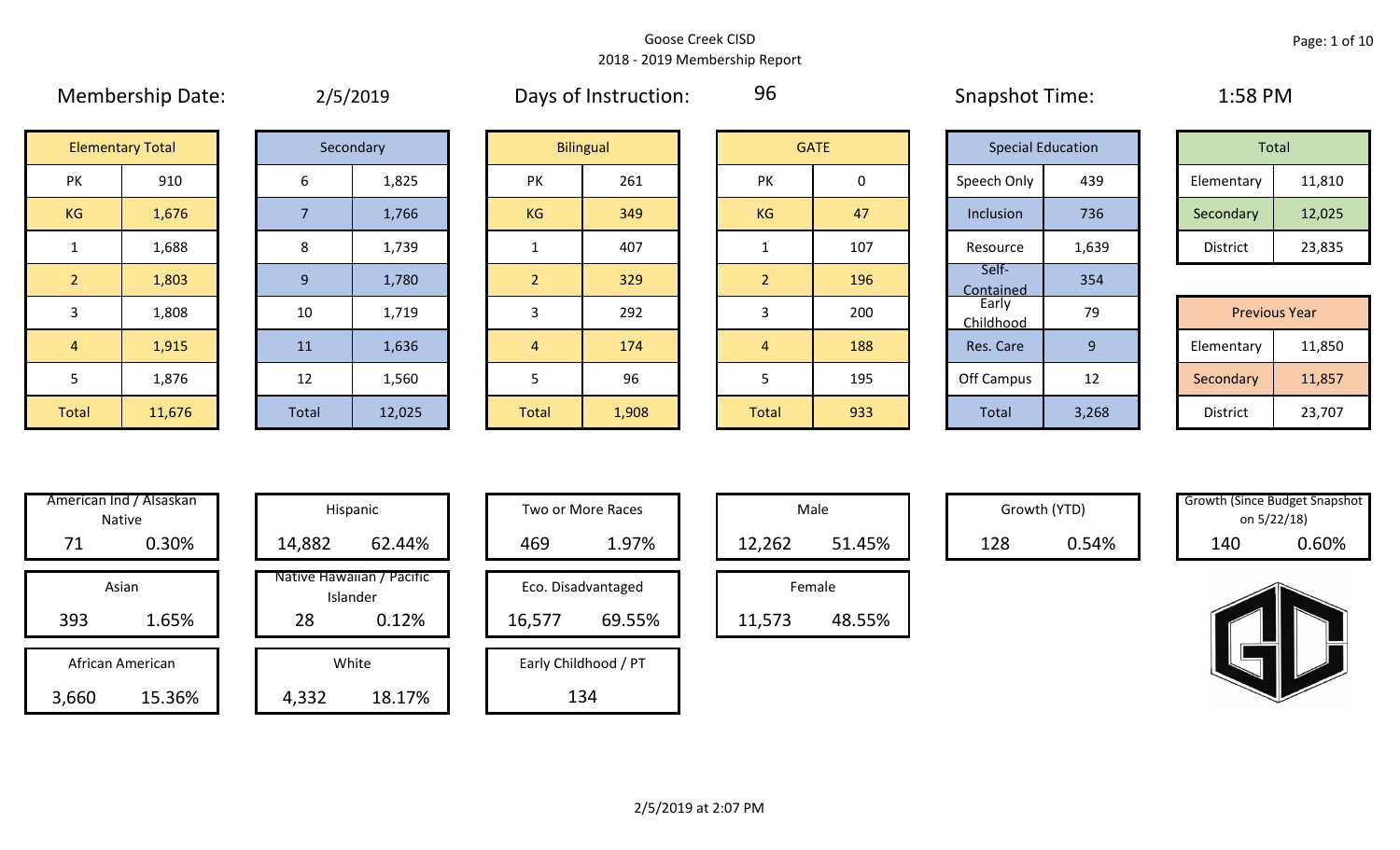Goose Creek CISD
2018 - 2019 Membership Report

Membership Date: 2/5/2019

Days of Instruction: 96

Snapshot Time: 1:58 PM

| Elementary Total | |
|---|---|
| PK | 910 |
| KG | 1,676 |
| 1 | 1,688 |
| 2 | 1,803 |
| 3 | 1,808 |
| 4 | 1,915 |
| 5 | 1,876 |
| Total | 11,676 |

| Secondary | |
|---|---|
| 6 | 1,825 |
| 7 | 1,766 |
| 8 | 1,739 |
| 9 | 1,780 |
| 10 | 1,719 |
| 11 | 1,636 |
| 12 | 1,560 |
| Total | 12,025 |

| Bilingual | |
|---|---|
| PK | 261 |
| KG | 349 |
| 1 | 407 |
| 2 | 329 |
| 3 | 292 |
| 4 | 174 |
| 5 | 96 |
| Total | 1,908 |

| GATE | |
|---|---|
| PK | 0 |
| KG | 47 |
| 1 | 107 |
| 2 | 196 |
| 3 | 200 |
| 4 | 188 |
| 5 | 195 |
| Total | 933 |

| Special Education | |
|---|---|
| Speech Only | 439 |
| Inclusion | 736 |
| Resource | 1,639 |
| Self-Contained | 354 |
| Early Childhood | 79 |
| Res. Care | 9 |
| Off Campus | 12 |
| Total | 3,268 |

| Total | |
|---|---|
| Elementary | 11,810 |
| Secondary | 12,025 |
| District | 23,835 |

| Previous Year | |
|---|---|
| Elementary | 11,850 |
| Secondary | 11,857 |
| District | 23,707 |

| Category | Count | Percent |
|---|---|---|
| American Ind / Alsaskan Native | 71 | 0.30% |
| Asian | 393 | 1.65% |
| African American | 3,660 | 15.36% |
| Hispanic | 14,882 | 62.44% |
| Native Hawaiian / Pacific Islander | 28 | 0.12% |
| White | 4,332 | 18.17% |
| Two or More Races | 469 | 1.97% |
| Eco. Disadvantaged | 16,577 | 69.55% |
| Early Childhood / PT | 134 | |
| Male | 12,262 | 51.45% |
| Female | 11,573 | 48.55% |
| Growth (YTD) | 128 | 0.54% |
| Growth (Since Budget Snapshot on 5/22/18) | 140 | 0.60% |

2/5/2019 at 2:07 PM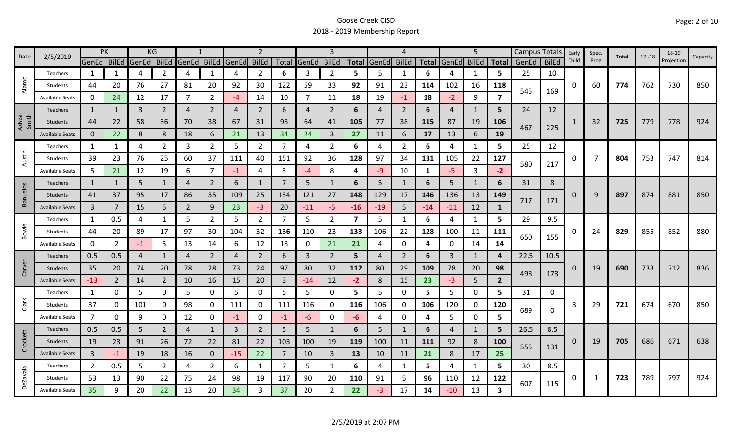# Goose Creek CISD
## 2018 - 2019 Membership Report

| Date | 2/5/2019 | PK | | KG | | 1 | | 2 | | | 3 | | | 4 | | | 5 | | | Campus Totals | | Early Child | Spec. Prog | Total | 17 - 18 | 18-19 Projection | Capacity |
|---|---|---|---|---|---|---|---|---|---|---|---|---|---|---|---|---|---|---|---|---|---|---|---|---|---|---|---|
| | | GenEd | BilEd | GenEd | BilEd | GenEd | BilEd | GenEd | BilEd | Total | GenEd | BilEd | Total | GenEd | BilEd | Total | GenEd | BilEd | Total | GenEd | BilEd | | | | | | |
| Alamo | Teachers | 1 | 1 | 4 | 2 | 4 | 1 | 4 | 2 | 6 | 3 | 2 | 5 | 5 | 1 | 6 | 4 | 1 | 5 | 25 | 10 | 0 | 60 | 774 | 762 | 730 | 850 |
| | Students | 44 | 20 | 76 | 27 | 81 | 20 | 92 | 30 | 122 | 59 | 33 | 92 | 91 | 23 | 114 | 102 | 16 | 118 | 545 | 169 | | | | | | |
| | Available Seats | 0 | 24 | 12 | 17 | 7 | 2 | -4 | 14 | 10 | 7 | 11 | 18 | 19 | -1 | 18 | -2 | 9 | 7 | | | | | | | | |
| Ashbel Smith | Teachers | 1 | 1 | 3 | 2 | 4 | 2 | 4 | 2 | 6 | 4 | 2 | 6 | 4 | 2 | 6 | 4 | 1 | 5 | 24 | 12 | 1 | 32 | 725 | 779 | 778 | 924 |
| | Students | 44 | 22 | 58 | 36 | 70 | 38 | 67 | 31 | 98 | 64 | 41 | 105 | 77 | 38 | 115 | 87 | 19 | 106 | 467 | 225 | | | | | | |
| | Available Seats | 0 | 22 | 8 | 8 | 18 | 6 | 21 | 13 | 34 | 24 | 3 | 27 | 11 | 6 | 17 | 13 | 6 | 19 | | | | | | | | |
| Austin | Teachers | 1 | 1 | 4 | 2 | 3 | 2 | 5 | 2 | 7 | 4 | 2 | 6 | 4 | 2 | 6 | 4 | 1 | 5 | 25 | 12 | 0 | 7 | 804 | 753 | 747 | 814 |
| | Students | 39 | 23 | 76 | 25 | 60 | 37 | 111 | 40 | 151 | 92 | 36 | 128 | 97 | 34 | 131 | 105 | 22 | 127 | 580 | 217 | | | | | | |
| | Available Seats | 5 | 21 | 12 | 19 | 6 | 7 | -1 | 4 | 3 | -4 | 8 | 4 | -9 | 10 | 1 | -5 | 3 | -2 | | | | | | | | |
| Banuelos | Teachers | 1 | 1 | 5 | 1 | 4 | 2 | 6 | 1 | 7 | 5 | 1 | 6 | 5 | 1 | 6 | 5 | 1 | 6 | 31 | 8 | 0 | 9 | 897 | 874 | 881 | 850 |
| | Students | 41 | 37 | 95 | 17 | 86 | 35 | 109 | 25 | 134 | 121 | 27 | 148 | 129 | 17 | 146 | 136 | 13 | 149 | 717 | 171 | | | | | | |
| | Available Seats | 3 | 7 | 15 | 5 | 2 | 9 | 23 | -3 | 20 | -11 | -5 | -16 | -19 | 5 | -14 | -11 | 12 | 1 | | | | | | | | |
| Bowie | Teachers | 1 | 0.5 | 4 | 1 | 5 | 2 | 5 | 2 | 7 | 5 | 2 | 7 | 5 | 1 | 6 | 4 | 1 | 5 | 29 | 9.5 | 0 | 24 | 829 | 855 | 852 | 880 |
| | Students | 44 | 20 | 89 | 17 | 97 | 30 | 104 | 32 | 136 | 110 | 23 | 133 | 106 | 22 | 128 | 100 | 11 | 111 | 650 | 155 | | | | | | |
| | Available Seats | 0 | 2 | -1 | 5 | 13 | 14 | 6 | 12 | 18 | 0 | 21 | 21 | 4 | 0 | 4 | 0 | 14 | 14 | | | | | | | | |
| Carver | Teachers | 0.5 | 0.5 | 4 | 1 | 4 | 2 | 4 | 2 | 6 | 3 | 2 | 5 | 4 | 2 | 6 | 3 | 1 | 4 | 22.5 | 10.5 | 0 | 19 | 690 | 733 | 712 | 836 |
| | Students | 35 | 20 | 74 | 20 | 78 | 28 | 73 | 24 | 97 | 80 | 32 | 112 | 80 | 29 | 109 | 78 | 20 | 98 | 498 | 173 | | | | | | |
| | Available Seats | -13 | 2 | 14 | 2 | 10 | 16 | 15 | 20 | 3 | -14 | 12 | -2 | 8 | 15 | 23 | -3 | 5 | 2 | | | | | | | | |
| Clark | Teachers | 1 | 0 | 5 | 0 | 5 | 0 | 5 | 0 | 5 | 5 | 0 | 5 | 5 | 0 | 5 | 5 | 0 | 5 | 31 | 0 | 3 | 29 | 721 | 674 | 670 | 850 |
| | Students | 37 | 0 | 101 | 0 | 98 | 0 | 111 | 0 | 111 | 116 | 0 | 116 | 106 | 0 | 106 | 120 | 0 | 120 | 689 | 0 | | | | | | |
| | Available Seats | 7 | 0 | 9 | 0 | 12 | 0 | -1 | 0 | -1 | -6 | 0 | -6 | 4 | 0 | 4 | 5 | 0 | 5 | | | | | | | | |
| Crockett | Teachers | 0.5 | 0.5 | 5 | 2 | 4 | 1 | 3 | 2 | 5 | 5 | 1 | 6 | 5 | 1 | 6 | 4 | 1 | 5 | 26.5 | 8.5 | 0 | 19 | 705 | 686 | 671 | 638 |
| | Students | 19 | 23 | 91 | 26 | 72 | 22 | 81 | 22 | 103 | 100 | 19 | 119 | 100 | 11 | 111 | 92 | 8 | 100 | 555 | 131 | | | | | | |
| | Available Seats | 3 | -1 | 19 | 18 | 16 | 0 | -15 | 22 | 7 | 10 | 3 | 13 | 10 | 11 | 21 | 8 | 17 | 25 | | | | | | | | |
| DeZavala | Teachers | 2 | 0.5 | 5 | 2 | 4 | 2 | 6 | 1 | 7 | 5 | 1 | 6 | 4 | 1 | 5 | 4 | 1 | 5 | 30 | 8.5 | 0 | 1 | 723 | 789 | 797 | 924 |
| | Students | 53 | 13 | 90 | 22 | 75 | 24 | 98 | 19 | 117 | 90 | 20 | 110 | 91 | 5 | 96 | 110 | 12 | 122 | 607 | 115 | | | | | | |
| | Available Seats | 35 | 9 | 20 | 22 | 13 | 20 | 34 | 3 | 37 | 20 | 2 | 22 | -3 | 17 | 14 | -10 | 13 | 3 | | | | | | | | |

2/5/2019 at 2:07 PM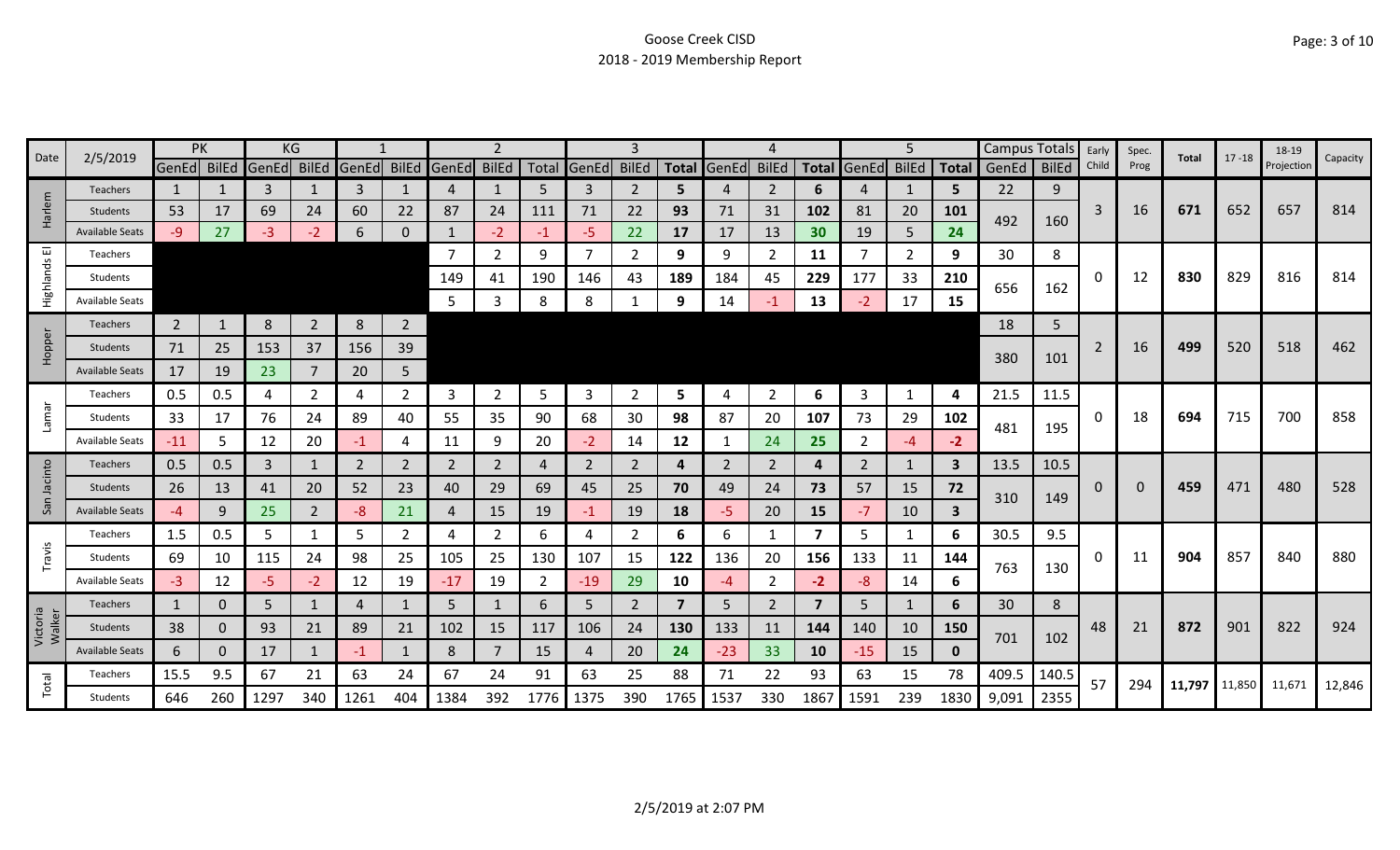# Goose Creek CISD

## 2018 - 2019 Membership Report

| Date | 2/5/2019 | PK | | KG | | 1 | | 2 | | | 3 | | | 4 | | | 5 | | | Campus Totals | | Early Child | Spec. Prog | Total | 17 -18 | 18-19 Projection | Capacity |
|---|---|---|---|---|---|---|---|---|---|---|---|---|---|---|---|---|---|---|---|---|---|---|---|---|---|---|---|
| | | GenEd | BilEd | GenEd | BilEd | GenEd | BilEd | GenEd | BilEd | Total | GenEd | BilEd | Total | GenEd | BilEd | Total | GenEd | BilEd | Total | GenEd | BilEd | | | | | | |
| Harlem | Teachers | 1 | 1 | 3 | 1 | 3 | 1 | 4 | 1 | 5 | 3 | 2 | **5** | 4 | 2 | **6** | 4 | 1 | **5** | 22 | 9 | 3 | 16 | **671** | 652 | 657 | 814 |
| | Students | 53 | 17 | 69 | 24 | 60 | 22 | 87 | 24 | 111 | 71 | 22 | **93** | 71 | 31 | **102** | 81 | 20 | **101** | 492 | 160 | | | | | | |
| | Available Seats | -9 | 27 | -3 | -2 | 6 | 0 | 1 | -2 | -1 | -5 | 22 | **17** | 17 | 13 | **30** | 19 | 5 | **24** | | | | | | | | |
| Highlands El | Teachers | | | | | | | 7 | 2 | 9 | 7 | 2 | **9** | 9 | 2 | **11** | 7 | 2 | **9** | 30 | 8 | 0 | 12 | **830** | 829 | 816 | 814 |
| | Students | | | | | | | 149 | 41 | 190 | 146 | 43 | **189** | 184 | 45 | **229** | 177 | 33 | **210** | 656 | 162 | | | | | | |
| | Available Seats | | | | | | | 5 | 3 | 8 | 8 | 1 | **9** | 14 | -1 | **13** | -2 | 17 | **15** | | | | | | | | |
| Hopper | Teachers | 2 | 1 | 8 | 2 | 8 | 2 | | | | | | | | | | | | | 18 | 5 | 2 | 16 | **499** | 520 | 518 | 462 |
| | Students | 71 | 25 | 153 | 37 | 156 | 39 | | | | | | | | | | | | | 380 | 101 | | | | | | |
| | Available Seats | 17 | 19 | 23 | 7 | 20 | 5 | | | | | | | | | | | | | | | | | | | | |
| Lamar | Teachers | 0.5 | 0.5 | 4 | 2 | 4 | 2 | 3 | 2 | 5 | 3 | 2 | **5** | 4 | 2 | **6** | 3 | 1 | **4** | 21.5 | 11.5 | 0 | 18 | **694** | 715 | 700 | 858 |
| | Students | 33 | 17 | 76 | 24 | 89 | 40 | 55 | 35 | 90 | 68 | 30 | **98** | 87 | 20 | **107** | 73 | 29 | **102** | 481 | 195 | | | | | | |
| | Available Seats | -11 | 5 | 12 | 20 | -1 | 4 | 11 | 9 | 20 | -2 | 14 | **12** | 1 | 24 | **25** | 2 | -4 | **-2** | | | | | | | | |
| San Jacinto | Teachers | 0.5 | 0.5 | 3 | 1 | 2 | 2 | 2 | 2 | 4 | 2 | 2 | **4** | 2 | 2 | **4** | 2 | 1 | **3** | 13.5 | 10.5 | 0 | 0 | **459** | 471 | 480 | 528 |
| | Students | 26 | 13 | 41 | 20 | 52 | 23 | 40 | 29 | 69 | 45 | 25 | **70** | 49 | 24 | **73** | 57 | 15 | **72** | 310 | 149 | | | | | | |
| | Available Seats | -4 | 9 | 25 | 2 | -8 | 21 | 4 | 15 | 19 | -1 | 19 | **18** | -5 | 20 | **15** | -7 | 10 | **3** | | | | | | | | |
| Travis | Teachers | 1.5 | 0.5 | 5 | 1 | 5 | 2 | 4 | 2 | 6 | 4 | 2 | **6** | 6 | 1 | **7** | 5 | 1 | **6** | 30.5 | 9.5 | 0 | 11 | **904** | 857 | 840 | 880 |
| | Students | 69 | 10 | 115 | 24 | 98 | 25 | 105 | 25 | 130 | 107 | 15 | **122** | 136 | 20 | **156** | 133 | 11 | **144** | 763 | 130 | | | | | | |
| | Available Seats | -3 | 12 | -5 | -2 | 12 | 19 | -17 | 19 | 2 | -19 | 29 | **10** | -4 | 2 | **-2** | -8 | 14 | **6** | | | | | | | | |
| Victoria Walker | Teachers | 1 | 0 | 5 | 1 | 4 | 1 | 5 | 1 | 6 | 5 | 2 | **7** | 5 | 2 | **7** | 5 | 1 | **6** | 30 | 8 | 48 | 21 | **872** | 901 | 822 | 924 |
| | Students | 38 | 0 | 93 | 21 | 89 | 21 | 102 | 15 | 117 | 106 | 24 | **130** | 133 | 11 | **144** | 140 | 10 | **150** | 701 | 102 | | | | | | |
| | Available Seats | 6 | 0 | 17 | 1 | -1 | 1 | 8 | 7 | 15 | 4 | 20 | **24** | -23 | 33 | **10** | -15 | 15 | **0** | | | | | | | | |
| Total | Teachers | 15.5 | 9.5 | 67 | 21 | 63 | 24 | 67 | 24 | 91 | 63 | 25 | 88 | 71 | 22 | 93 | 63 | 15 | 78 | 409.5 | 140.5 | 57 | 294 | **11,797** | 11,850 | 11,671 | 12,846 |
| | Students | 646 | 260 | 1297 | 340 | 1261 | 404 | 1384 | 392 | 1776 | 1375 | 390 | 1765 | 1537 | 330 | 1867 | 1591 | 239 | 1830 | 9,091 | 2355 | | | | | | |

2/5/2019 at 2:07 PM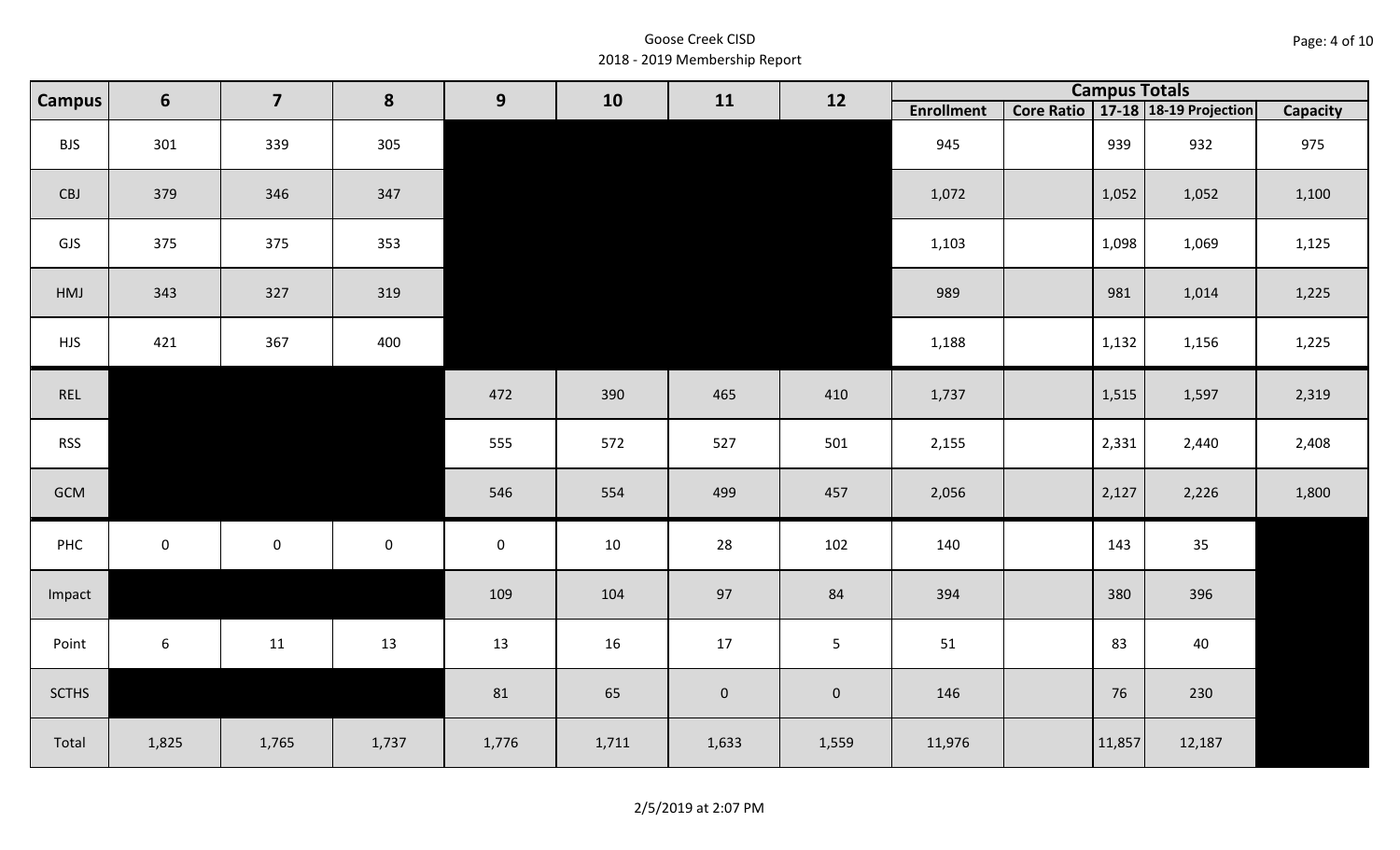Goose Creek CISD
2018 - 2019 Membership Report

| Campus | 6 | 7 | 8 | 9 | 10 | 11 | 12 | Campus Totals | | | | |
|---|---|---|---|---|---|---|---|---|---|---|---|---|
| | | | | | | | | Enrollment | Core Ratio | 17-18 | 18-19 Projection | Capacity |
| BJS | 301 | 339 | 305 | | | | | 945 | | 939 | 932 | 975 |
| CBJ | 379 | 346 | 347 | | | | | 1,072 | | 1,052 | 1,052 | 1,100 |
| GJS | 375 | 375 | 353 | | | | | 1,103 | | 1,098 | 1,069 | 1,125 |
| HMJ | 343 | 327 | 319 | | | | | 989 | | 981 | 1,014 | 1,225 |
| HJS | 421 | 367 | 400 | | | | | 1,188 | | 1,132 | 1,156 | 1,225 |
| REL | | | | 472 | 390 | 465 | 410 | 1,737 | | 1,515 | 1,597 | 2,319 |
| RSS | | | | 555 | 572 | 527 | 501 | 2,155 | | 2,331 | 2,440 | 2,408 |
| GCM | | | | 546 | 554 | 499 | 457 | 2,056 | | 2,127 | 2,226 | 1,800 |
| PHC | 0 | 0 | 0 | 0 | 10 | 28 | 102 | 140 | | 143 | 35 | |
| Impact | | | | 109 | 104 | 97 | 84 | 394 | | 380 | 396 | |
| Point | 6 | 11 | 13 | 13 | 16 | 17 | 5 | 51 | | 83 | 40 | |
| SCTHS | | | | 81 | 65 | 0 | 0 | 146 | | 76 | 230 | |
| Total | 1,825 | 1,765 | 1,737 | 1,776 | 1,711 | 1,633 | 1,559 | 11,976 | | 11,857 | 12,187 | |

2/5/2019 at 2:07 PM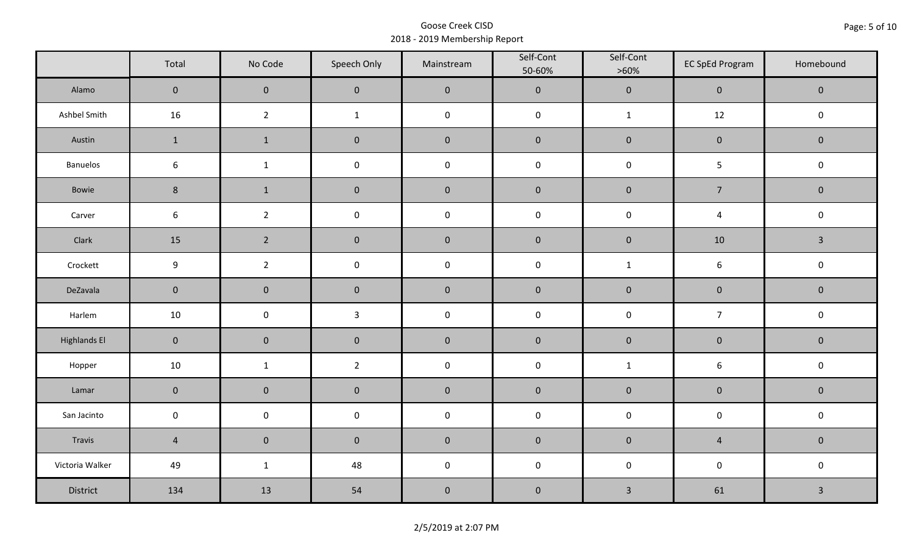Goose Creek CISD
2018 - 2019 Membership Report

| | Total | No Code | Speech Only | Mainstream | Self-Cont 50-60% | Self-Cont >60% | EC SpEd Program | Homebound |
|---|---|---|---|---|---|---|---|---|
| Alamo | 0 | 0 | 0 | 0 | 0 | 0 | 0 | 0 |
| Ashbel Smith | 16 | 2 | 1 | 0 | 0 | 1 | 12 | 0 |
| Austin | 1 | 1 | 0 | 0 | 0 | 0 | 0 | 0 |
| Banuelos | 6 | 1 | 0 | 0 | 0 | 0 | 5 | 0 |
| Bowie | 8 | 1 | 0 | 0 | 0 | 0 | 7 | 0 |
| Carver | 6 | 2 | 0 | 0 | 0 | 0 | 4 | 0 |
| Clark | 15 | 2 | 0 | 0 | 0 | 0 | 10 | 3 |
| Crockett | 9 | 2 | 0 | 0 | 0 | 1 | 6 | 0 |
| DeZavala | 0 | 0 | 0 | 0 | 0 | 0 | 0 | 0 |
| Harlem | 10 | 0 | 3 | 0 | 0 | 0 | 7 | 0 |
| Highlands El | 0 | 0 | 0 | 0 | 0 | 0 | 0 | 0 |
| Hopper | 10 | 1 | 2 | 0 | 0 | 1 | 6 | 0 |
| Lamar | 0 | 0 | 0 | 0 | 0 | 0 | 0 | 0 |
| San Jacinto | 0 | 0 | 0 | 0 | 0 | 0 | 0 | 0 |
| Travis | 4 | 0 | 0 | 0 | 0 | 0 | 4 | 0 |
| Victoria Walker | 49 | 1 | 48 | 0 | 0 | 0 | 0 | 0 |
| District | 134 | 13 | 54 | 0 | 0 | 3 | 61 | 3 |

2/5/2019 at 2:07 PM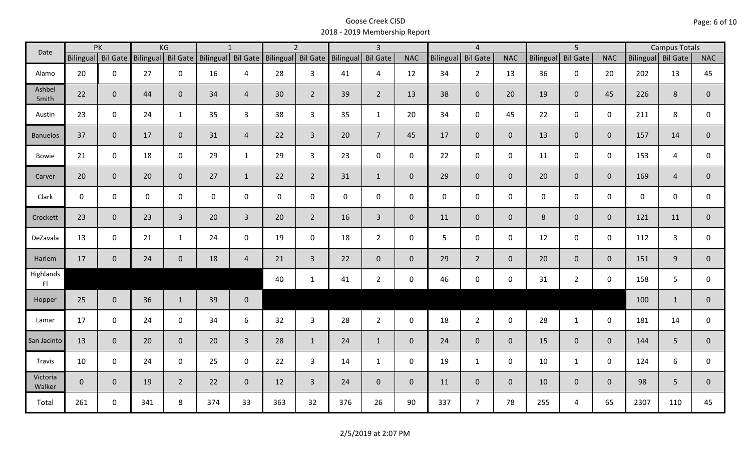# Goose Creek CISD
## 2018 - 2019 Membership Report

| Date | PK | | KG | | 1 | | 2 | | 3 | | | 4 | | | 5 | | | Campus Totals | | |
|---|---|---|---|---|---|---|---|---|---|---|---|---|---|---|---|---|---|---|---|---|
| | Bilingual | Bil Gate | Bilingual | Bil Gate | Bilingual | Bil Gate | Bilingual | Bil Gate | Bilingual | Bil Gate | NAC | Bilingual | Bil Gate | NAC | Bilingual | Bil Gate | NAC | Bilingual | Bil Gate | NAC |
| Alamo | 20 | 0 | 27 | 0 | 16 | 4 | 28 | 3 | 41 | 4 | 12 | 34 | 2 | 13 | 36 | 0 | 20 | 202 | 13 | 45 |
| Ashbel Smith | 22 | 0 | 44 | 0 | 34 | 4 | 30 | 2 | 39 | 2 | 13 | 38 | 0 | 20 | 19 | 0 | 45 | 226 | 8 | 0 |
| Austin | 23 | 0 | 24 | 1 | 35 | 3 | 38 | 3 | 35 | 1 | 20 | 34 | 0 | 45 | 22 | 0 | 0 | 211 | 8 | 0 |
| Banuelos | 37 | 0 | 17 | 0 | 31 | 4 | 22 | 3 | 20 | 7 | 45 | 17 | 0 | 0 | 13 | 0 | 0 | 157 | 14 | 0 |
| Bowie | 21 | 0 | 18 | 0 | 29 | 1 | 29 | 3 | 23 | 0 | 0 | 22 | 0 | 0 | 11 | 0 | 0 | 153 | 4 | 0 |
| Carver | 20 | 0 | 20 | 0 | 27 | 1 | 22 | 2 | 31 | 1 | 0 | 29 | 0 | 0 | 20 | 0 | 0 | 169 | 4 | 0 |
| Clark | 0 | 0 | 0 | 0 | 0 | 0 | 0 | 0 | 0 | 0 | 0 | 0 | 0 | 0 | 0 | 0 | 0 | 0 | 0 | 0 |
| Crockett | 23 | 0 | 23 | 3 | 20 | 3 | 20 | 2 | 16 | 3 | 0 | 11 | 0 | 0 | 8 | 0 | 0 | 121 | 11 | 0 |
| DeZavala | 13 | 0 | 21 | 1 | 24 | 0 | 19 | 0 | 18 | 2 | 0 | 5 | 0 | 0 | 12 | 0 | 0 | 112 | 3 | 0 |
| Harlem | 17 | 0 | 24 | 0 | 18 | 4 | 21 | 3 | 22 | 0 | 0 | 29 | 2 | 0 | 20 | 0 | 0 | 151 | 9 | 0 |
| Highlands El | | | | | | | 40 | 1 | 41 | 2 | 0 | 46 | 0 | 0 | 31 | 2 | 0 | 158 | 5 | 0 |
| Hopper | 25 | 0 | 36 | 1 | 39 | 0 | | | | | | | | | | | | 100 | 1 | 0 |
| Lamar | 17 | 0 | 24 | 0 | 34 | 6 | 32 | 3 | 28 | 2 | 0 | 18 | 2 | 0 | 28 | 1 | 0 | 181 | 14 | 0 |
| San Jacinto | 13 | 0 | 20 | 0 | 20 | 3 | 28 | 1 | 24 | 1 | 0 | 24 | 0 | 0 | 15 | 0 | 0 | 144 | 5 | 0 |
| Travis | 10 | 0 | 24 | 0 | 25 | 0 | 22 | 3 | 14 | 1 | 0 | 19 | 1 | 0 | 10 | 1 | 0 | 124 | 6 | 0 |
| Victoria Walker | 0 | 0 | 19 | 2 | 22 | 0 | 12 | 3 | 24 | 0 | 0 | 11 | 0 | 0 | 10 | 0 | 0 | 98 | 5 | 0 |
| Total | 261 | 0 | 341 | 8 | 374 | 33 | 363 | 32 | 376 | 26 | 90 | 337 | 7 | 78 | 255 | 4 | 65 | 2307 | 110 | 45 |

2/5/2019 at 2:07 PM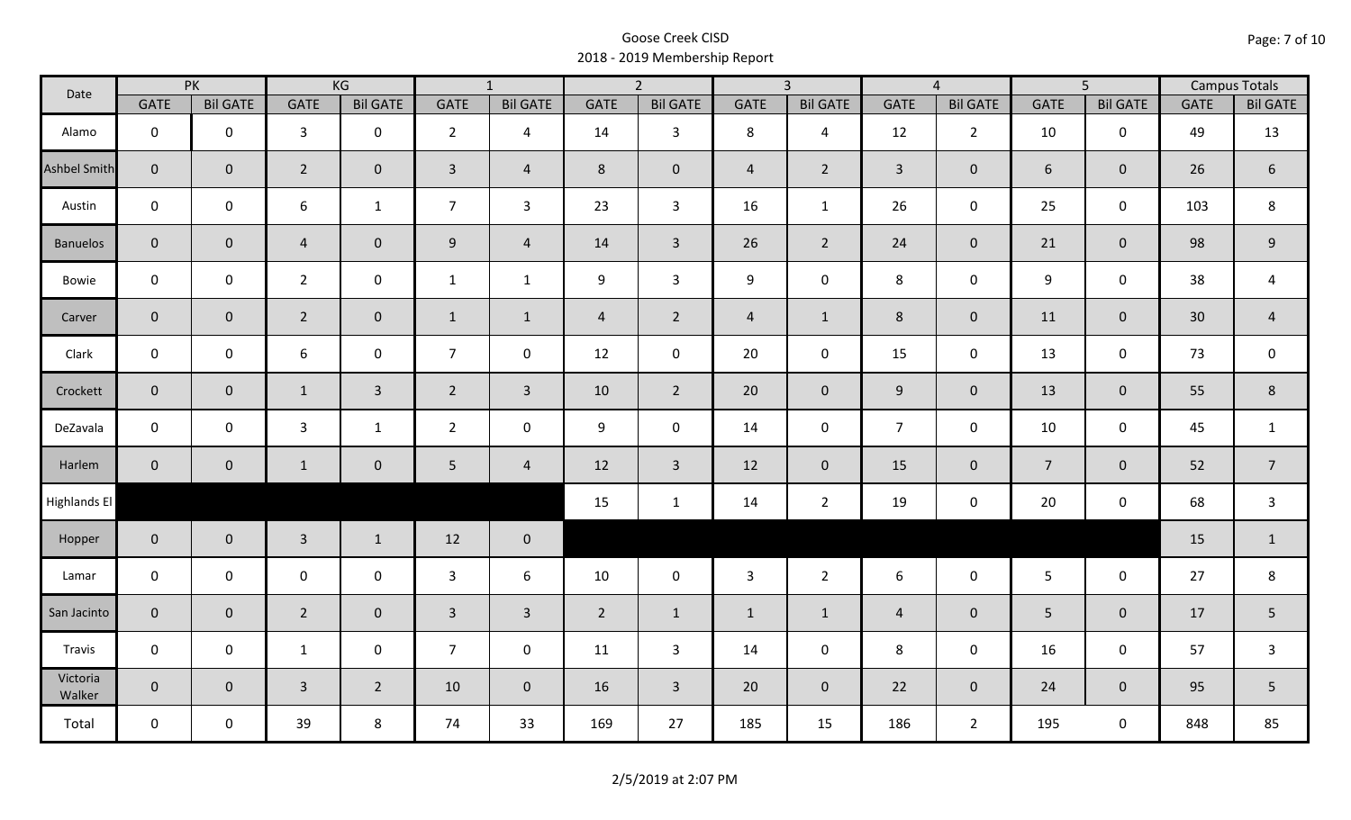Goose Creek CISD
2018 - 2019 Membership Report

| Date | PK | | KG | | 1 | | 2 | | 3 | | 4 | | 5 | | Campus Totals | |
|---|---|---|---|---|---|---|---|---|---|---|---|---|---|---|---|---|
| | GATE | Bil GATE | GATE | Bil GATE | GATE | Bil GATE | GATE | Bil GATE | GATE | Bil GATE | GATE | Bil GATE | GATE | Bil GATE | GATE | Bil GATE |
| Alamo | 0 | 0 | 3 | 0 | 2 | 4 | 14 | 3 | 8 | 4 | 12 | 2 | 10 | 0 | 49 | 13 |
| Ashbel Smith | 0 | 0 | 2 | 0 | 3 | 4 | 8 | 0 | 4 | 2 | 3 | 0 | 6 | 0 | 26 | 6 |
| Austin | 0 | 0 | 6 | 1 | 7 | 3 | 23 | 3 | 16 | 1 | 26 | 0 | 25 | 0 | 103 | 8 |
| Banuelos | 0 | 0 | 4 | 0 | 9 | 4 | 14 | 3 | 26 | 2 | 24 | 0 | 21 | 0 | 98 | 9 |
| Bowie | 0 | 0 | 2 | 0 | 1 | 1 | 9 | 3 | 9 | 0 | 8 | 0 | 9 | 0 | 38 | 4 |
| Carver | 0 | 0 | 2 | 0 | 1 | 1 | 4 | 2 | 4 | 1 | 8 | 0 | 11 | 0 | 30 | 4 |
| Clark | 0 | 0 | 6 | 0 | 7 | 0 | 12 | 0 | 20 | 0 | 15 | 0 | 13 | 0 | 73 | 0 |
| Crockett | 0 | 0 | 1 | 3 | 2 | 3 | 10 | 2 | 20 | 0 | 9 | 0 | 13 | 0 | 55 | 8 |
| DeZavala | 0 | 0 | 3 | 1 | 2 | 0 | 9 | 0 | 14 | 0 | 7 | 0 | 10 | 0 | 45 | 1 |
| Harlem | 0 | 0 | 1 | 0 | 5 | 4 | 12 | 3 | 12 | 0 | 15 | 0 | 7 | 0 | 52 | 7 |
| Highlands El | | | | | | | 15 | 1 | 14 | 2 | 19 | 0 | 20 | 0 | 68 | 3 |
| Hopper | 0 | 0 | 3 | 1 | 12 | 0 | | | | | | | | | 15 | 1 |
| Lamar | 0 | 0 | 0 | 0 | 3 | 6 | 10 | 0 | 3 | 2 | 6 | 0 | 5 | 0 | 27 | 8 |
| San Jacinto | 0 | 0 | 2 | 0 | 3 | 3 | 2 | 1 | 1 | 1 | 4 | 0 | 5 | 0 | 17 | 5 |
| Travis | 0 | 0 | 1 | 0 | 7 | 0 | 11 | 3 | 14 | 0 | 8 | 0 | 16 | 0 | 57 | 3 |
| Victoria Walker | 0 | 0 | 3 | 2 | 10 | 0 | 16 | 3 | 20 | 0 | 22 | 0 | 24 | 0 | 95 | 5 |
| Total | 0 | 0 | 39 | 8 | 74 | 33 | 169 | 27 | 185 | 15 | 186 | 2 | 195 | 0 | 848 | 85 |

2/5/2019 at 2:07 PM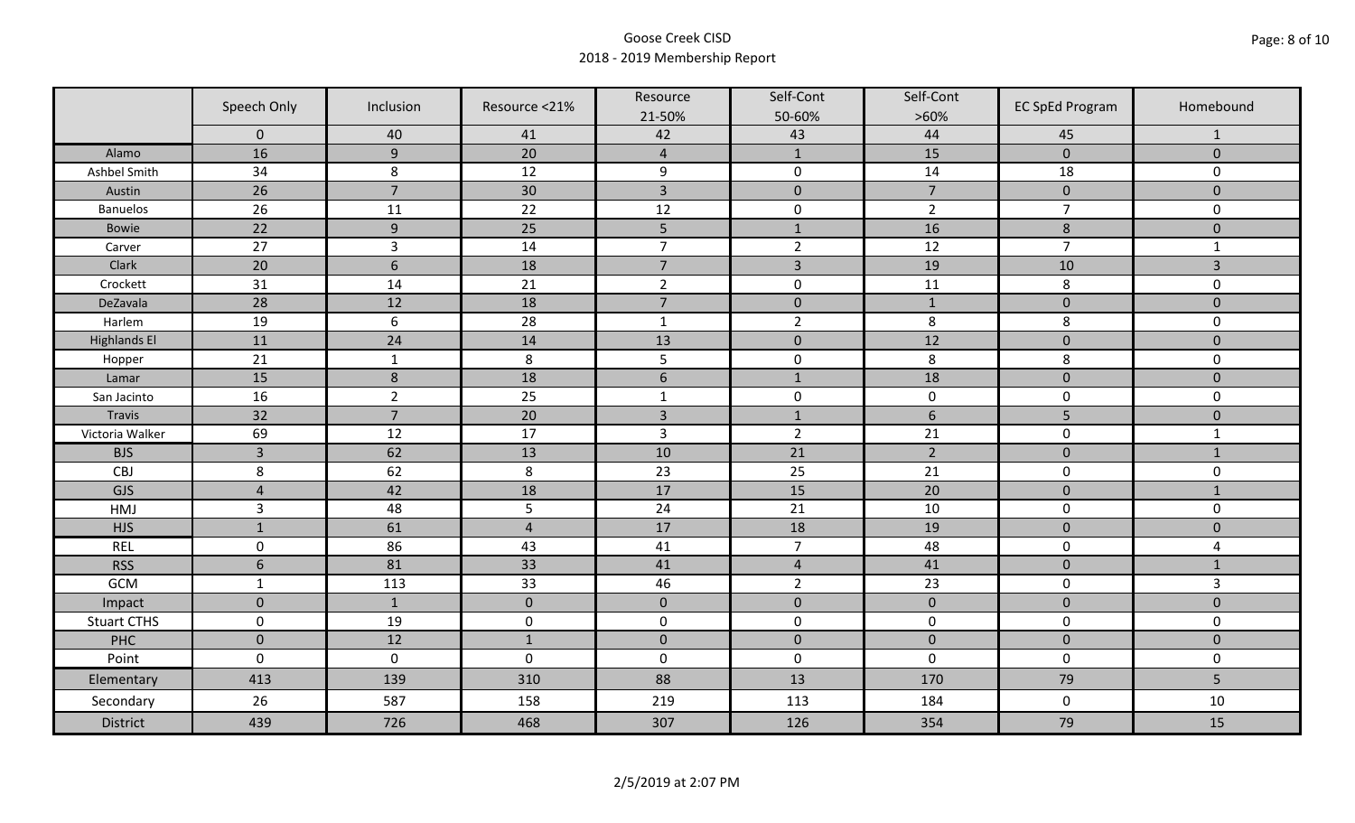Goose Creek CISD
2018 - 2019 Membership Report

| | Speech Only | Inclusion | Resource <21% | Resource 21-50% | Self-Cont 50-60% | Self-Cont >60% | EC SpEd Program | Homebound |
|---|---|---|---|---|---|---|---|---|
| | 0 | 40 | 41 | 42 | 43 | 44 | 45 | 1 |
| Alamo | 16 | 9 | 20 | 4 | 1 | 15 | 0 | 0 |
| Ashbel Smith | 34 | 8 | 12 | 9 | 0 | 14 | 18 | 0 |
| Austin | 26 | 7 | 30 | 3 | 0 | 7 | 0 | 0 |
| Banuelos | 26 | 11 | 22 | 12 | 0 | 2 | 7 | 0 |
| Bowie | 22 | 9 | 25 | 5 | 1 | 16 | 8 | 0 |
| Carver | 27 | 3 | 14 | 7 | 2 | 12 | 7 | 1 |
| Clark | 20 | 6 | 18 | 7 | 3 | 19 | 10 | 3 |
| Crockett | 31 | 14 | 21 | 2 | 0 | 11 | 8 | 0 |
| DeZavala | 28 | 12 | 18 | 7 | 0 | 1 | 0 | 0 |
| Harlem | 19 | 6 | 28 | 1 | 2 | 8 | 8 | 0 |
| Highlands El | 11 | 24 | 14 | 13 | 0 | 12 | 0 | 0 |
| Hopper | 21 | 1 | 8 | 5 | 0 | 8 | 8 | 0 |
| Lamar | 15 | 8 | 18 | 6 | 1 | 18 | 0 | 0 |
| San Jacinto | 16 | 2 | 25 | 1 | 0 | 0 | 0 | 0 |
| Travis | 32 | 7 | 20 | 3 | 1 | 6 | 5 | 0 |
| Victoria Walker | 69 | 12 | 17 | 3 | 2 | 21 | 0 | 1 |
| BJS | 3 | 62 | 13 | 10 | 21 | 2 | 0 | 1 |
| CBJ | 8 | 62 | 8 | 23 | 25 | 21 | 0 | 0 |
| GJS | 4 | 42 | 18 | 17 | 15 | 20 | 0 | 1 |
| HMJ | 3 | 48 | 5 | 24 | 21 | 10 | 0 | 0 |
| HJS | 1 | 61 | 4 | 17 | 18 | 19 | 0 | 0 |
| REL | 0 | 86 | 43 | 41 | 7 | 48 | 0 | 4 |
| RSS | 6 | 81 | 33 | 41 | 4 | 41 | 0 | 1 |
| GCM | 1 | 113 | 33 | 46 | 2 | 23 | 0 | 3 |
| Impact | 0 | 1 | 0 | 0 | 0 | 0 | 0 | 0 |
| Stuart CTHS | 0 | 19 | 0 | 0 | 0 | 0 | 0 | 0 |
| PHC | 0 | 12 | 1 | 0 | 0 | 0 | 0 | 0 |
| Point | 0 | 0 | 0 | 0 | 0 | 0 | 0 | 0 |
| Elementary | 413 | 139 | 310 | 88 | 13 | 170 | 79 | 5 |
| Secondary | 26 | 587 | 158 | 219 | 113 | 184 | 0 | 10 |
| District | 439 | 726 | 468 | 307 | 126 | 354 | 79 | 15 |

2/5/2019 at 2:07 PM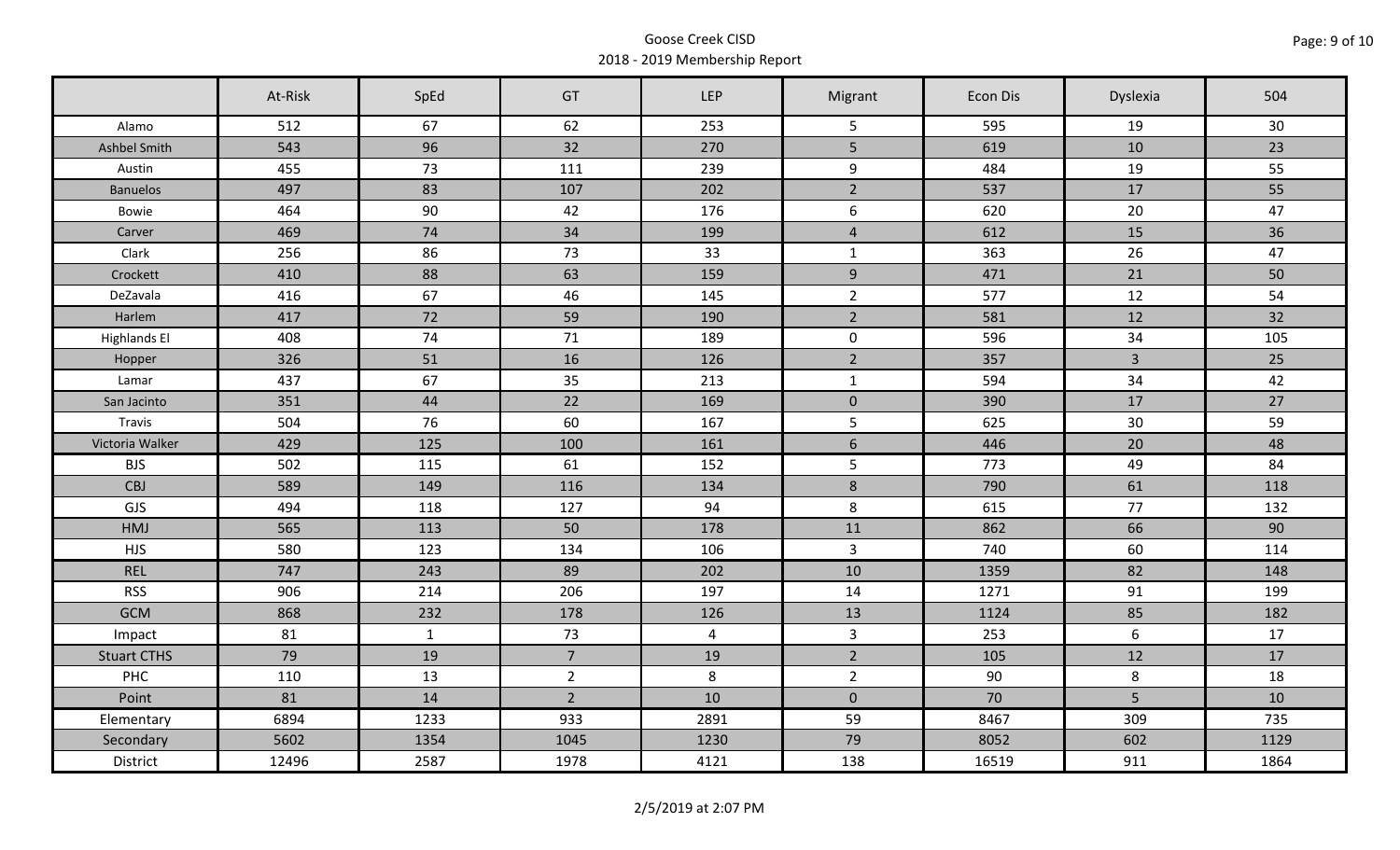Goose Creek CISD
2018 - 2019 Membership Report

| | At-Risk | SpEd | GT | LEP | Migrant | Econ Dis | Dyslexia | 504 |
|---|---|---|---|---|---|---|---|---|
| Alamo | 512 | 67 | 62 | 253 | 5 | 595 | 19 | 30 |
| Ashbel Smith | 543 | 96 | 32 | 270 | 5 | 619 | 10 | 23 |
| Austin | 455 | 73 | 111 | 239 | 9 | 484 | 19 | 55 |
| Banuelos | 497 | 83 | 107 | 202 | 2 | 537 | 17 | 55 |
| Bowie | 464 | 90 | 42 | 176 | 6 | 620 | 20 | 47 |
| Carver | 469 | 74 | 34 | 199 | 4 | 612 | 15 | 36 |
| Clark | 256 | 86 | 73 | 33 | 1 | 363 | 26 | 47 |
| Crockett | 410 | 88 | 63 | 159 | 9 | 471 | 21 | 50 |
| DeZavala | 416 | 67 | 46 | 145 | 2 | 577 | 12 | 54 |
| Harlem | 417 | 72 | 59 | 190 | 2 | 581 | 12 | 32 |
| Highlands El | 408 | 74 | 71 | 189 | 0 | 596 | 34 | 105 |
| Hopper | 326 | 51 | 16 | 126 | 2 | 357 | 3 | 25 |
| Lamar | 437 | 67 | 35 | 213 | 1 | 594 | 34 | 42 |
| San Jacinto | 351 | 44 | 22 | 169 | 0 | 390 | 17 | 27 |
| Travis | 504 | 76 | 60 | 167 | 5 | 625 | 30 | 59 |
| Victoria Walker | 429 | 125 | 100 | 161 | 6 | 446 | 20 | 48 |
| BJS | 502 | 115 | 61 | 152 | 5 | 773 | 49 | 84 |
| CBJ | 589 | 149 | 116 | 134 | 8 | 790 | 61 | 118 |
| GJS | 494 | 118 | 127 | 94 | 8 | 615 | 77 | 132 |
| HMJ | 565 | 113 | 50 | 178 | 11 | 862 | 66 | 90 |
| HJS | 580 | 123 | 134 | 106 | 3 | 740 | 60 | 114 |
| REL | 747 | 243 | 89 | 202 | 10 | 1359 | 82 | 148 |
| RSS | 906 | 214 | 206 | 197 | 14 | 1271 | 91 | 199 |
| GCM | 868 | 232 | 178 | 126 | 13 | 1124 | 85 | 182 |
| Impact | 81 | 1 | 73 | 4 | 3 | 253 | 6 | 17 |
| Stuart CTHS | 79 | 19 | 7 | 19 | 2 | 105 | 12 | 17 |
| PHC | 110 | 13 | 2 | 8 | 2 | 90 | 8 | 18 |
| Point | 81 | 14 | 2 | 10 | 0 | 70 | 5 | 10 |
| Elementary | 6894 | 1233 | 933 | 2891 | 59 | 8467 | 309 | 735 |
| Secondary | 5602 | 1354 | 1045 | 1230 | 79 | 8052 | 602 | 1129 |
| District | 12496 | 2587 | 1978 | 4121 | 138 | 16519 | 911 | 1864 |

2/5/2019 at 2:07 PM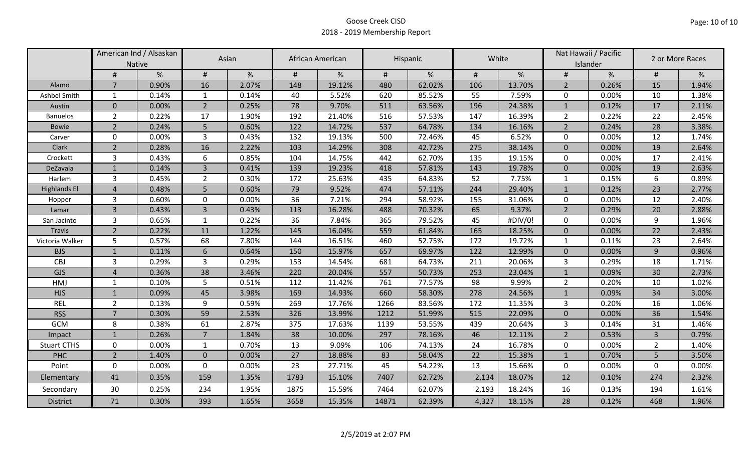Goose Creek CISD
2018 - 2019 Membership Report

| | American Ind / Alsaskan Native | | Asian | | African American | | Hispanic | | White | | Nat Hawaii / Pacific Islander | | 2 or More Races | |
|---|---|---|---|---|---|---|---|---|---|---|---|---|---|---|
| | # | % | # | % | # | % | # | % | # | % | # | % | # | % |
| Alamo | 7 | 0.90% | 16 | 2.07% | 148 | 19.12% | 480 | 62.02% | 106 | 13.70% | 2 | 0.26% | 15 | 1.94% |
| Ashbel Smith | 1 | 0.14% | 1 | 0.14% | 40 | 5.52% | 620 | 85.52% | 55 | 7.59% | 0 | 0.00% | 10 | 1.38% |
| Austin | 0 | 0.00% | 2 | 0.25% | 78 | 9.70% | 511 | 63.56% | 196 | 24.38% | 1 | 0.12% | 17 | 2.11% |
| Banuelos | 2 | 0.22% | 17 | 1.90% | 192 | 21.40% | 516 | 57.53% | 147 | 16.39% | 2 | 0.22% | 22 | 2.45% |
| Bowie | 2 | 0.24% | 5 | 0.60% | 122 | 14.72% | 537 | 64.78% | 134 | 16.16% | 2 | 0.24% | 28 | 3.38% |
| Carver | 0 | 0.00% | 3 | 0.43% | 132 | 19.13% | 500 | 72.46% | 45 | 6.52% | 0 | 0.00% | 12 | 1.74% |
| Clark | 2 | 0.28% | 16 | 2.22% | 103 | 14.29% | 308 | 42.72% | 275 | 38.14% | 0 | 0.00% | 19 | 2.64% |
| Crockett | 3 | 0.43% | 6 | 0.85% | 104 | 14.75% | 442 | 62.70% | 135 | 19.15% | 0 | 0.00% | 17 | 2.41% |
| DeZavala | 1 | 0.14% | 3 | 0.41% | 139 | 19.23% | 418 | 57.81% | 143 | 19.78% | 0 | 0.00% | 19 | 2.63% |
| Harlem | 3 | 0.45% | 2 | 0.30% | 172 | 25.63% | 435 | 64.83% | 52 | 7.75% | 1 | 0.15% | 6 | 0.89% |
| Highlands El | 4 | 0.48% | 5 | 0.60% | 79 | 9.52% | 474 | 57.11% | 244 | 29.40% | 1 | 0.12% | 23 | 2.77% |
| Hopper | 3 | 0.60% | 0 | 0.00% | 36 | 7.21% | 294 | 58.92% | 155 | 31.06% | 0 | 0.00% | 12 | 2.40% |
| Lamar | 3 | 0.43% | 3 | 0.43% | 113 | 16.28% | 488 | 70.32% | 65 | 9.37% | 2 | 0.29% | 20 | 2.88% |
| San Jacinto | 3 | 0.65% | 1 | 0.22% | 36 | 7.84% | 365 | 79.52% | 45 | #DIV/0! | 0 | 0.00% | 9 | 1.96% |
| Travis | 2 | 0.22% | 11 | 1.22% | 145 | 16.04% | 559 | 61.84% | 165 | 18.25% | 0 | 0.00% | 22 | 2.43% |
| Victoria Walker | 5 | 0.57% | 68 | 7.80% | 144 | 16.51% | 460 | 52.75% | 172 | 19.72% | 1 | 0.11% | 23 | 2.64% |
| BJS | 1 | 0.11% | 6 | 0.64% | 150 | 15.97% | 657 | 69.97% | 122 | 12.99% | 0 | 0.00% | 9 | 0.96% |
| CBJ | 3 | 0.29% | 3 | 0.29% | 153 | 14.54% | 681 | 64.73% | 211 | 20.06% | 3 | 0.29% | 18 | 1.71% |
| GJS | 4 | 0.36% | 38 | 3.46% | 220 | 20.04% | 557 | 50.73% | 253 | 23.04% | 1 | 0.09% | 30 | 2.73% |
| HMJ | 1 | 0.10% | 5 | 0.51% | 112 | 11.42% | 761 | 77.57% | 98 | 9.99% | 2 | 0.20% | 10 | 1.02% |
| HJS | 1 | 0.09% | 45 | 3.98% | 169 | 14.93% | 660 | 58.30% | 278 | 24.56% | 1 | 0.09% | 34 | 3.00% |
| REL | 2 | 0.13% | 9 | 0.59% | 269 | 17.76% | 1266 | 83.56% | 172 | 11.35% | 3 | 0.20% | 16 | 1.06% |
| RSS | 7 | 0.30% | 59 | 2.53% | 326 | 13.99% | 1212 | 51.99% | 515 | 22.09% | 0 | 0.00% | 36 | 1.54% |
| GCM | 8 | 0.38% | 61 | 2.87% | 375 | 17.63% | 1139 | 53.55% | 439 | 20.64% | 3 | 0.14% | 31 | 1.46% |
| Impact | 1 | 0.26% | 7 | 1.84% | 38 | 10.00% | 297 | 78.16% | 46 | 12.11% | 2 | 0.53% | 3 | 0.79% |
| Stuart CTHS | 0 | 0.00% | 1 | 0.70% | 13 | 9.09% | 106 | 74.13% | 24 | 16.78% | 0 | 0.00% | 2 | 1.40% |
| PHC | 2 | 1.40% | 0 | 0.00% | 27 | 18.88% | 83 | 58.04% | 22 | 15.38% | 1 | 0.70% | 5 | 3.50% |
| Point | 0 | 0.00% | 0 | 0.00% | 23 | 27.71% | 45 | 54.22% | 13 | 15.66% | 0 | 0.00% | 0 | 0.00% |
| Elementary | 41 | 0.35% | 159 | 1.35% | 1783 | 15.10% | 7407 | 62.72% | 2,134 | 18.07% | 12 | 0.10% | 274 | 2.32% |
| Secondary | 30 | 0.25% | 234 | 1.95% | 1875 | 15.59% | 7464 | 62.07% | 2,193 | 18.24% | 16 | 0.13% | 194 | 1.61% |
| District | 71 | 0.30% | 393 | 1.65% | 3658 | 15.35% | 14871 | 62.39% | 4,327 | 18.15% | 28 | 0.12% | 468 | 1.96% |

2/5/2019 at 2:07 PM